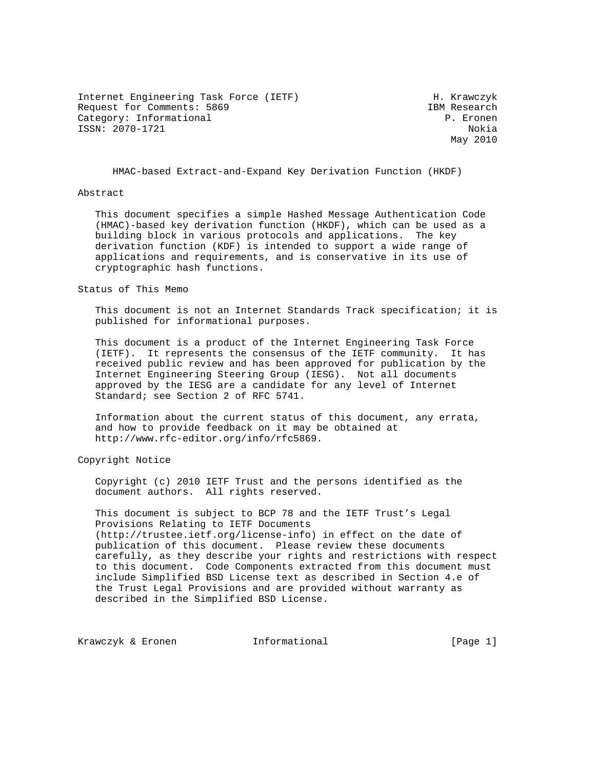Internet Engineering Task Force (IETF) H. Krawczyk
Request for Comments: 5869 IBM Research
Category: Informational P. Eronen
ISSN: 2070-1721 Nokia
May 2010

# HMAC-based Extract-and-Expand Key Derivation Function (HKDF)

## Abstract

This document specifies a simple Hashed Message Authentication Code (HMAC)-based key derivation function (HKDF), which can be used as a building block in various protocols and applications. The key derivation function (KDF) is intended to support a wide range of applications and requirements, and is conservative in its use of cryptographic hash functions.

## Status of This Memo

This document is not an Internet Standards Track specification; it is published for informational purposes.

This document is a product of the Internet Engineering Task Force (IETF). It represents the consensus of the IETF community. It has received public review and has been approved for publication by the Internet Engineering Steering Group (IESG). Not all documents approved by the IESG are a candidate for any level of Internet Standard; see Section 2 of RFC 5741.

Information about the current status of this document, any errata, and how to provide feedback on it may be obtained at http://www.rfc-editor.org/info/rfc5869.

## Copyright Notice

Copyright (c) 2010 IETF Trust and the persons identified as the document authors. All rights reserved.

This document is subject to BCP 78 and the IETF Trust's Legal Provisions Relating to IETF Documents (http://trustee.ietf.org/license-info) in effect on the date of publication of this document. Please review these documents carefully, as they describe your rights and restrictions with respect to this document. Code Components extracted from this document must include Simplified BSD License text as described in Section 4.e of the Trust Legal Provisions and are provided without warranty as described in the Simplified BSD License.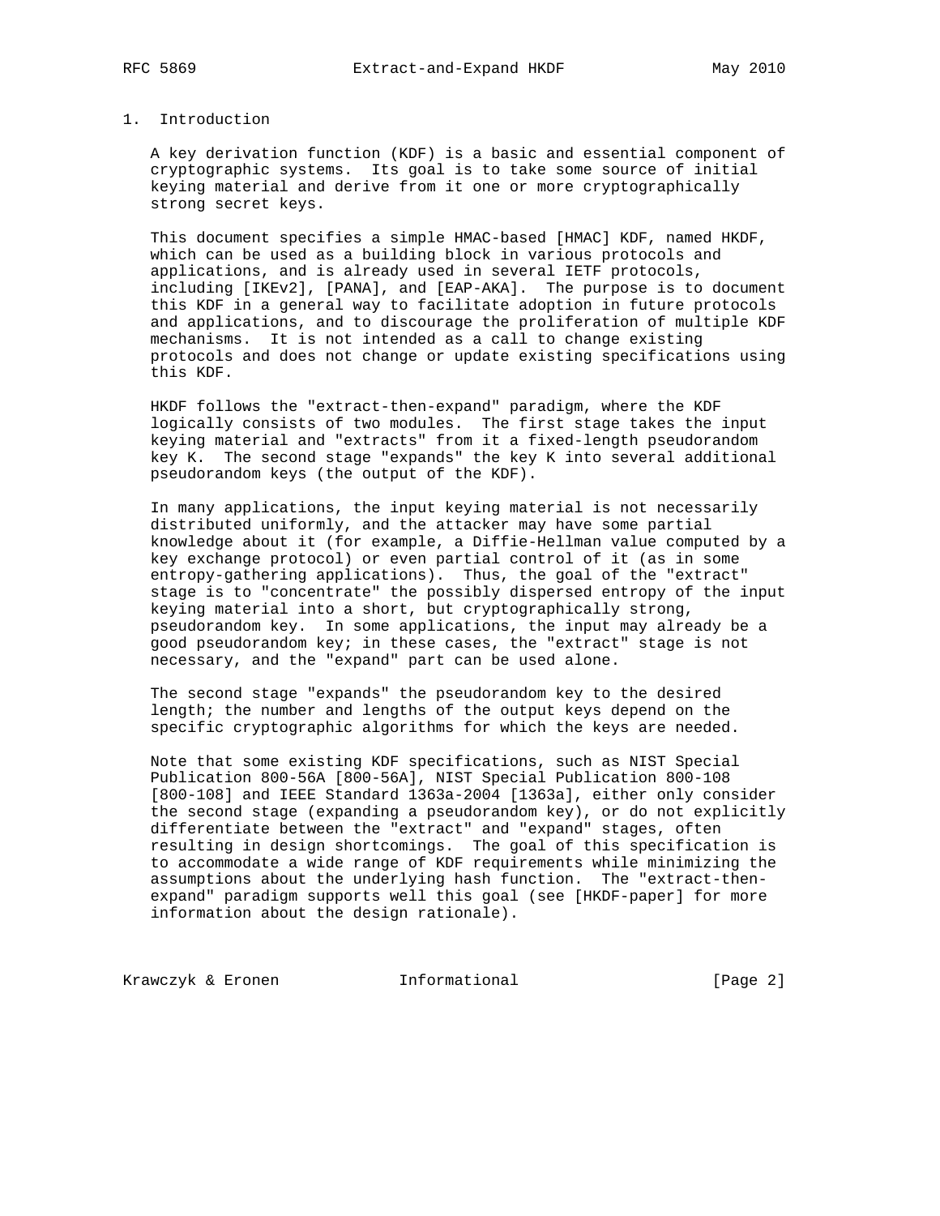## 1. Introduction

A key derivation function (KDF) is a basic and essential component of cryptographic systems. Its goal is to take some source of initial keying material and derive from it one or more cryptographically strong secret keys.

This document specifies a simple HMAC-based [HMAC] KDF, named HKDF, which can be used as a building block in various protocols and applications, and is already used in several IETF protocols, including [IKEv2], [PANA], and [EAP-AKA]. The purpose is to document this KDF in a general way to facilitate adoption in future protocols and applications, and to discourage the proliferation of multiple KDF mechanisms. It is not intended as a call to change existing protocols and does not change or update existing specifications using this KDF.

HKDF follows the "extract-then-expand" paradigm, where the KDF logically consists of two modules. The first stage takes the input keying material and "extracts" from it a fixed-length pseudorandom key K. The second stage "expands" the key K into several additional pseudorandom keys (the output of the KDF).

In many applications, the input keying material is not necessarily distributed uniformly, and the attacker may have some partial knowledge about it (for example, a Diffie-Hellman value computed by a key exchange protocol) or even partial control of it (as in some entropy-gathering applications). Thus, the goal of the "extract" stage is to "concentrate" the possibly dispersed entropy of the input keying material into a short, but cryptographically strong, pseudorandom key. In some applications, the input may already be a good pseudorandom key; in these cases, the "extract" stage is not necessary, and the "expand" part can be used alone.

The second stage "expands" the pseudorandom key to the desired length; the number and lengths of the output keys depend on the specific cryptographic algorithms for which the keys are needed.

Note that some existing KDF specifications, such as NIST Special Publication 800-56A [800-56A], NIST Special Publication 800-108 [800-108] and IEEE Standard 1363a-2004 [1363a], either only consider the second stage (expanding a pseudorandom key), or do not explicitly differentiate between the "extract" and "expand" stages, often resulting in design shortcomings. The goal of this specification is to accommodate a wide range of KDF requirements while minimizing the assumptions about the underlying hash function. The "extract-then-expand" paradigm supports well this goal (see [HKDF-paper] for more information about the design rationale).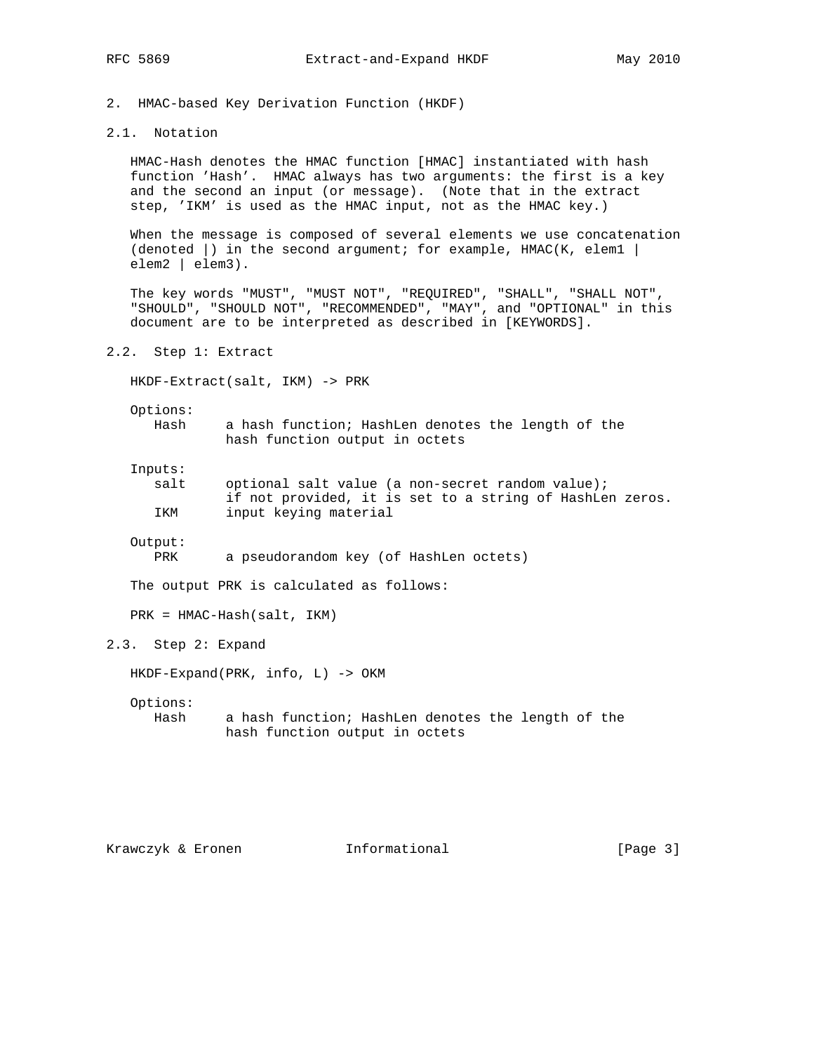## 2. HMAC-based Key Derivation Function (HKDF)

### 2.1. Notation

HMAC-Hash denotes the HMAC function [HMAC] instantiated with hash function 'Hash'. HMAC always has two arguments: the first is a key and the second an input (or message). (Note that in the extract step, 'IKM' is used as the HMAC input, not as the HMAC key.)

When the message is composed of several elements we use concatenation (denoted |) in the second argument; for example, HMAC(K, elem1 | elem2 | elem3).

The key words "MUST", "MUST NOT", "REQUIRED", "SHALL", "SHALL NOT", "SHOULD", "SHOULD NOT", "RECOMMENDED", "MAY", and "OPTIONAL" in this document are to be interpreted as described in [KEYWORDS].

### 2.2. Step 1: Extract

```
HKDF-Extract(salt, IKM) -> PRK

Options:
   Hash     a hash function; HashLen denotes the length of the
            hash function output in octets

Inputs:
   salt     optional salt value (a non-secret random value);
            if not provided, it is set to a string of HashLen zeros.
   IKM      input keying material

Output:
   PRK      a pseudorandom key (of HashLen octets)
```

The output PRK is calculated as follows:

```
PRK = HMAC-Hash(salt, IKM)
```

### 2.3. Step 2: Expand

```
HKDF-Expand(PRK, info, L) -> OKM

Options:
   Hash     a hash function; HashLen denotes the length of the
            hash function output in octets
```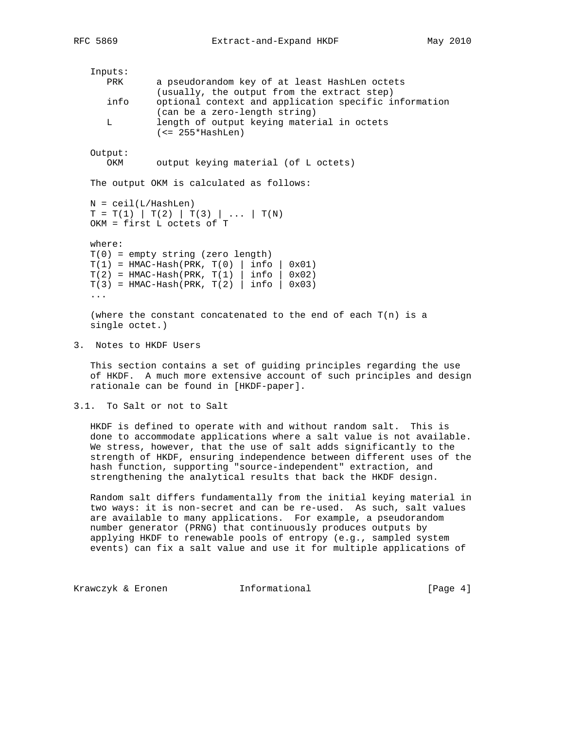Inputs:

- PRK — a pseudorandom key of at least HashLen octets (usually, the output from the extract step)
- info — optional context and application specific information (can be a zero-length string)
- L — length of output keying material in octets (<= 255*HashLen)

Output:

- OKM — output keying material (of L octets)

The output OKM is calculated as follows:

```
N = ceil(L/HashLen)
T = T(1) | T(2) | T(3) | ... | T(N)
OKM = first L octets of T

where:
T(0) = empty string (zero length)
T(1) = HMAC-Hash(PRK, T(0) | info | 0x01)
T(2) = HMAC-Hash(PRK, T(1) | info | 0x02)
T(3) = HMAC-Hash(PRK, T(2) | info | 0x03)
...
```

(where the constant concatenated to the end of each T(n) is a single octet.)

## 3. Notes to HKDF Users

This section contains a set of guiding principles regarding the use of HKDF. A much more extensive account of such principles and design rationale can be found in [HKDF-paper].

### 3.1. To Salt or not to Salt

HKDF is defined to operate with and without random salt. This is done to accommodate applications where a salt value is not available. We stress, however, that the use of salt adds significantly to the strength of HKDF, ensuring independence between different uses of the hash function, supporting "source-independent" extraction, and strengthening the analytical results that back the HKDF design.

Random salt differs fundamentally from the initial keying material in two ways: it is non-secret and can be re-used. As such, salt values are available to many applications. For example, a pseudorandom number generator (PRNG) that continuously produces outputs by applying HKDF to renewable pools of entropy (e.g., sampled system events) can fix a salt value and use it for multiple applications of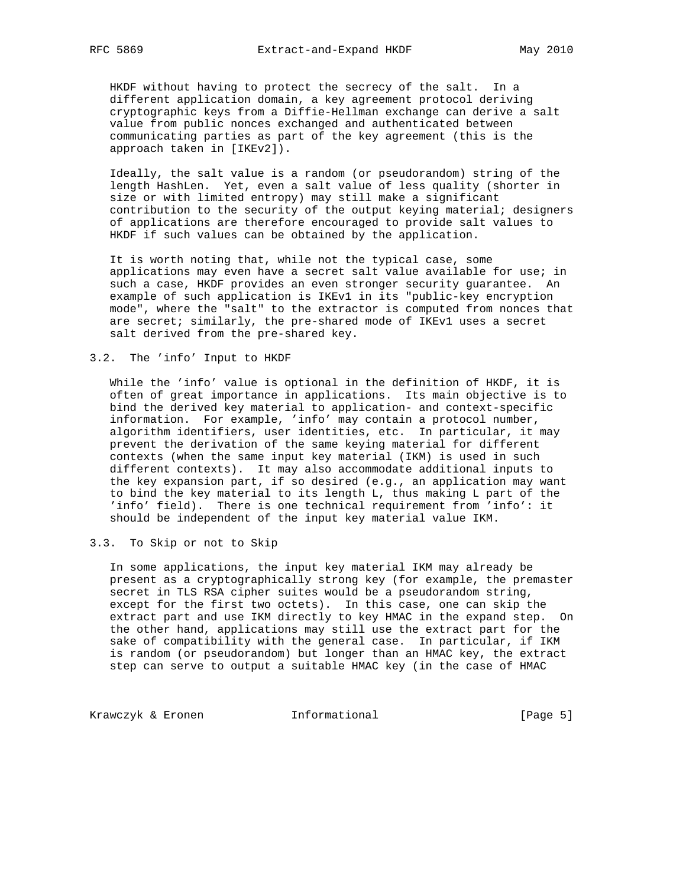HKDF without having to protect the secrecy of the salt. In a different application domain, a key agreement protocol deriving cryptographic keys from a Diffie-Hellman exchange can derive a salt value from public nonces exchanged and authenticated between communicating parties as part of the key agreement (this is the approach taken in [IKEv2]).

Ideally, the salt value is a random (or pseudorandom) string of the length HashLen. Yet, even a salt value of less quality (shorter in size or with limited entropy) may still make a significant contribution to the security of the output keying material; designers of applications are therefore encouraged to provide salt values to HKDF if such values can be obtained by the application.

It is worth noting that, while not the typical case, some applications may even have a secret salt value available for use; in such a case, HKDF provides an even stronger security guarantee. An example of such application is IKEv1 in its "public-key encryption mode", where the "salt" to the extractor is computed from nonces that are secret; similarly, the pre-shared mode of IKEv1 uses a secret salt derived from the pre-shared key.

## 3.2. The 'info' Input to HKDF

While the 'info' value is optional in the definition of HKDF, it is often of great importance in applications. Its main objective is to bind the derived key material to application- and context-specific information. For example, 'info' may contain a protocol number, algorithm identifiers, user identities, etc. In particular, it may prevent the derivation of the same keying material for different contexts (when the same input key material (IKM) is used in such different contexts). It may also accommodate additional inputs to the key expansion part, if so desired (e.g., an application may want to bind the key material to its length L, thus making L part of the 'info' field). There is one technical requirement from 'info': it should be independent of the input key material value IKM.

## 3.3. To Skip or not to Skip

In some applications, the input key material IKM may already be present as a cryptographically strong key (for example, the premaster secret in TLS RSA cipher suites would be a pseudorandom string, except for the first two octets). In this case, one can skip the extract part and use IKM directly to key HMAC in the expand step. On the other hand, applications may still use the extract part for the sake of compatibility with the general case. In particular, if IKM is random (or pseudorandom) but longer than an HMAC key, the extract step can serve to output a suitable HMAC key (in the case of HMAC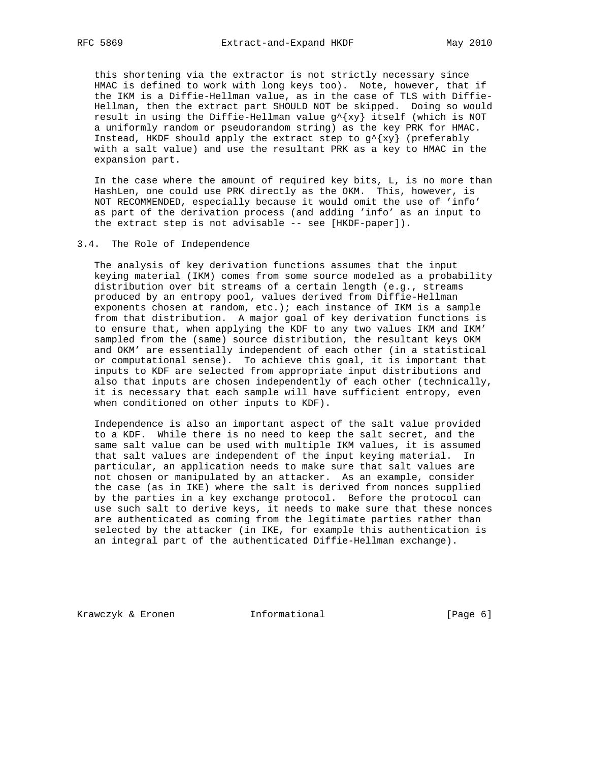this shortening via the extractor is not strictly necessary since HMAC is defined to work with long keys too). Note, however, that if the IKM is a Diffie-Hellman value, as in the case of TLS with Diffie-Hellman, then the extract part SHOULD NOT be skipped. Doing so would result in using the Diffie-Hellman value $g^{xy}$ itself (which is NOT a uniformly random or pseudorandom string) as the key PRK for HMAC. Instead, HKDF should apply the extract step to $g^{xy}$ (preferably with a salt value) and use the resultant PRK as a key to HMAC in the expansion part.

In the case where the amount of required key bits, L, is no more than HashLen, one could use PRK directly as the OKM. This, however, is NOT RECOMMENDED, especially because it would omit the use of 'info' as part of the derivation process (and adding 'info' as an input to the extract step is not advisable -- see [HKDF-paper]).

## 3.4. The Role of Independence

The analysis of key derivation functions assumes that the input keying material (IKM) comes from some source modeled as a probability distribution over bit streams of a certain length (e.g., streams produced by an entropy pool, values derived from Diffie-Hellman exponents chosen at random, etc.); each instance of IKM is a sample from that distribution. A major goal of key derivation functions is to ensure that, when applying the KDF to any two values IKM and IKM' sampled from the (same) source distribution, the resultant keys OKM and OKM' are essentially independent of each other (in a statistical or computational sense). To achieve this goal, it is important that inputs to KDF are selected from appropriate input distributions and also that inputs are chosen independently of each other (technically, it is necessary that each sample will have sufficient entropy, even when conditioned on other inputs to KDF).

Independence is also an important aspect of the salt value provided to a KDF. While there is no need to keep the salt secret, and the same salt value can be used with multiple IKM values, it is assumed that salt values are independent of the input keying material. In particular, an application needs to make sure that salt values are not chosen or manipulated by an attacker. As an example, consider the case (as in IKE) where the salt is derived from nonces supplied by the parties in a key exchange protocol. Before the protocol can use such salt to derive keys, it needs to make sure that these nonces are authenticated as coming from the legitimate parties rather than selected by the attacker (in IKE, for example this authentication is an integral part of the authenticated Diffie-Hellman exchange).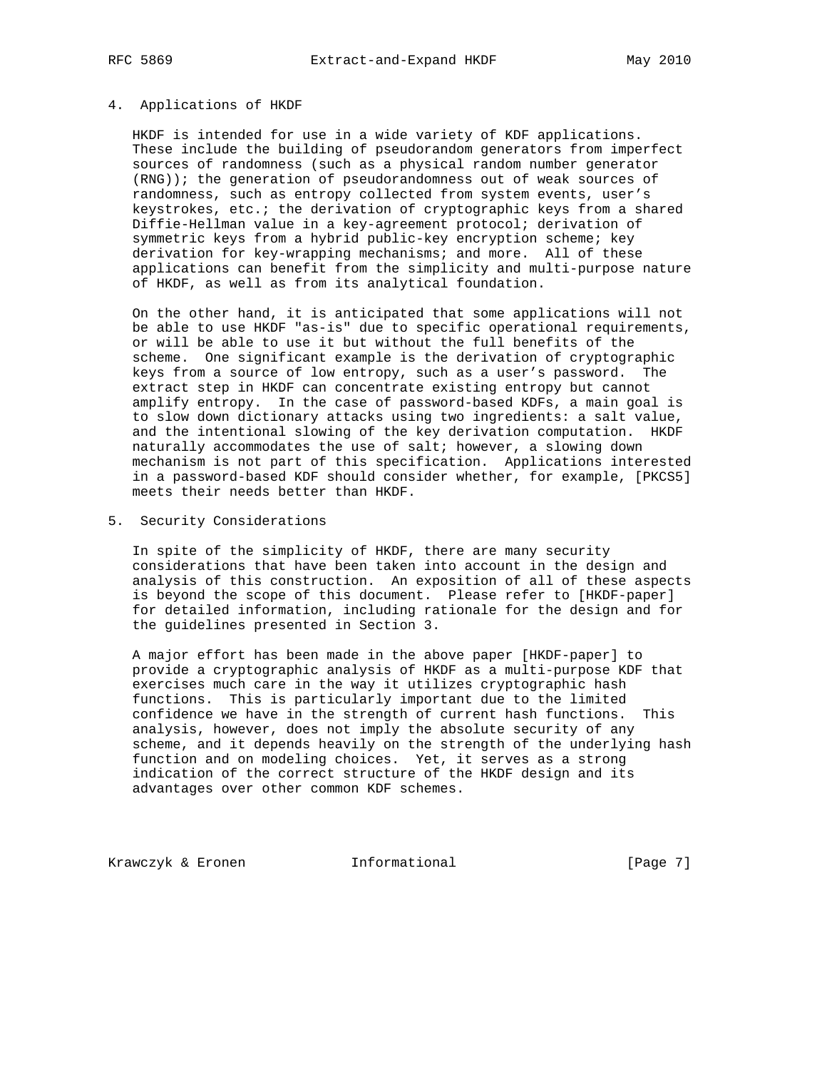## 4. Applications of HKDF

HKDF is intended for use in a wide variety of KDF applications. These include the building of pseudorandom generators from imperfect sources of randomness (such as a physical random number generator (RNG)); the generation of pseudorandomness out of weak sources of randomness, such as entropy collected from system events, user's keystrokes, etc.; the derivation of cryptographic keys from a shared Diffie-Hellman value in a key-agreement protocol; derivation of symmetric keys from a hybrid public-key encryption scheme; key derivation for key-wrapping mechanisms; and more. All of these applications can benefit from the simplicity and multi-purpose nature of HKDF, as well as from its analytical foundation.

On the other hand, it is anticipated that some applications will not be able to use HKDF "as-is" due to specific operational requirements, or will be able to use it but without the full benefits of the scheme. One significant example is the derivation of cryptographic keys from a source of low entropy, such as a user's password. The extract step in HKDF can concentrate existing entropy but cannot amplify entropy. In the case of password-based KDFs, a main goal is to slow down dictionary attacks using two ingredients: a salt value, and the intentional slowing of the key derivation computation. HKDF naturally accommodates the use of salt; however, a slowing down mechanism is not part of this specification. Applications interested in a password-based KDF should consider whether, for example, [PKCS5] meets their needs better than HKDF.

## 5. Security Considerations

In spite of the simplicity of HKDF, there are many security considerations that have been taken into account in the design and analysis of this construction. An exposition of all of these aspects is beyond the scope of this document. Please refer to [HKDF-paper] for detailed information, including rationale for the design and for the guidelines presented in Section 3.

A major effort has been made in the above paper [HKDF-paper] to provide a cryptographic analysis of HKDF as a multi-purpose KDF that exercises much care in the way it utilizes cryptographic hash functions. This is particularly important due to the limited confidence we have in the strength of current hash functions. This analysis, however, does not imply the absolute security of any scheme, and it depends heavily on the strength of the underlying hash function and on modeling choices. Yet, it serves as a strong indication of the correct structure of the HKDF design and its advantages over other common KDF schemes.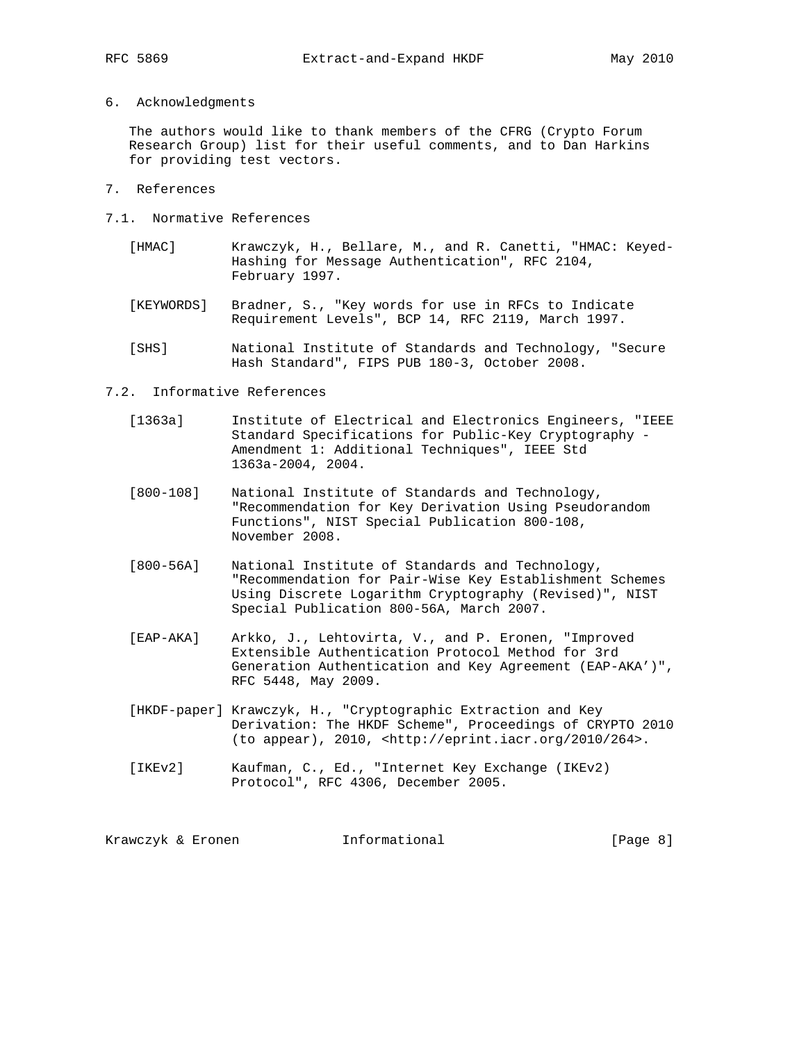## 6. Acknowledgments

The authors would like to thank members of the CFRG (Crypto Forum Research Group) list for their useful comments, and to Dan Harkins for providing test vectors.

## 7. References

### 7.1. Normative References

[HMAC] Krawczyk, H., Bellare, M., and R. Canetti, "HMAC: Keyed-Hashing for Message Authentication", RFC 2104, February 1997.

[KEYWORDS] Bradner, S., "Key words for use in RFCs to Indicate Requirement Levels", BCP 14, RFC 2119, March 1997.

[SHS] National Institute of Standards and Technology, "Secure Hash Standard", FIPS PUB 180-3, October 2008.

### 7.2. Informative References

[1363a] Institute of Electrical and Electronics Engineers, "IEEE Standard Specifications for Public-Key Cryptography - Amendment 1: Additional Techniques", IEEE Std 1363a-2004, 2004.

[800-108] National Institute of Standards and Technology, "Recommendation for Key Derivation Using Pseudorandom Functions", NIST Special Publication 800-108, November 2008.

[800-56A] National Institute of Standards and Technology, "Recommendation for Pair-Wise Key Establishment Schemes Using Discrete Logarithm Cryptography (Revised)", NIST Special Publication 800-56A, March 2007.

[EAP-AKA] Arkko, J., Lehtovirta, V., and P. Eronen, "Improved Extensible Authentication Protocol Method for 3rd Generation Authentication and Key Agreement (EAP-AKA')", RFC 5448, May 2009.

[HKDF-paper] Krawczyk, H., "Cryptographic Extraction and Key Derivation: The HKDF Scheme", Proceedings of CRYPTO 2010 (to appear), 2010, <http://eprint.iacr.org/2010/264>.

[IKEv2] Kaufman, C., Ed., "Internet Key Exchange (IKEv2) Protocol", RFC 4306, December 2005.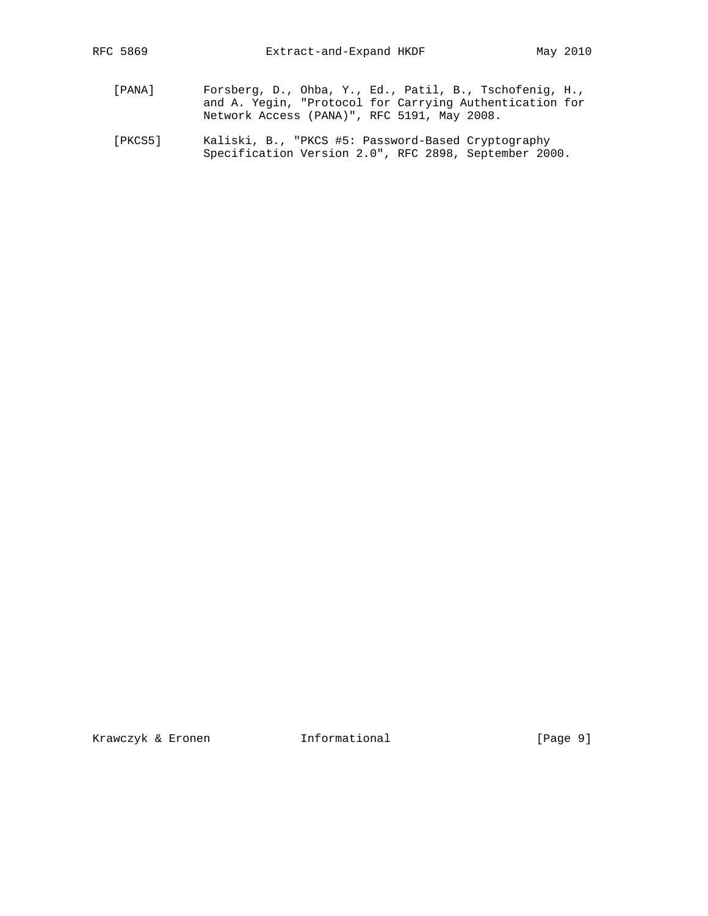[PANA] Forsberg, D., Ohba, Y., Ed., Patil, B., Tschofenig, H., and A. Yegin, "Protocol for Carrying Authentication for Network Access (PANA)", RFC 5191, May 2008.

[PKCS5] Kaliski, B., "PKCS #5: Password-Based Cryptography Specification Version 2.0", RFC 2898, September 2000.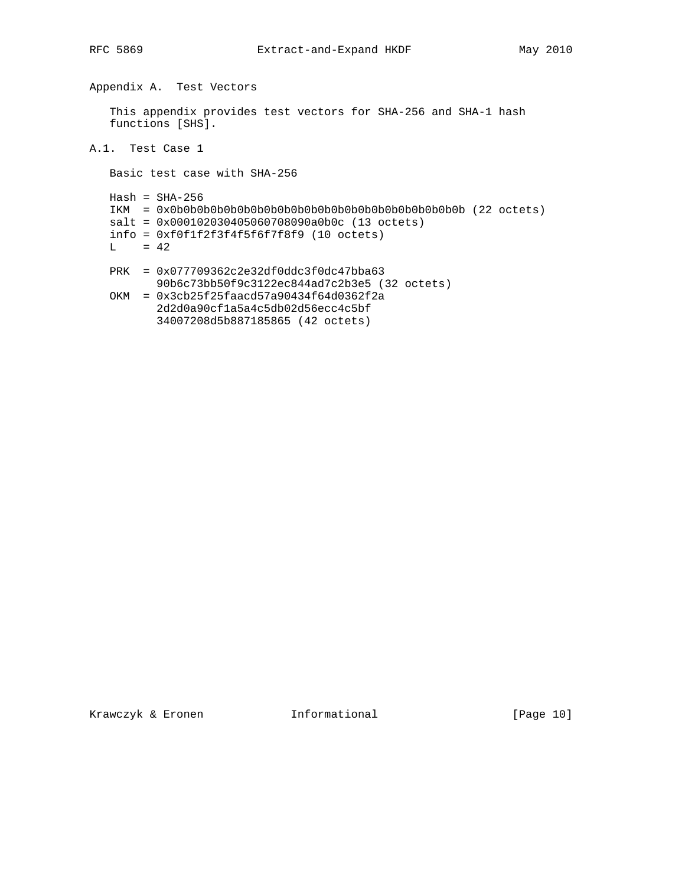## Appendix A. Test Vectors

This appendix provides test vectors for SHA-256 and SHA-1 hash functions [SHS].

### A.1. Test Case 1

Basic test case with SHA-256

```
Hash = SHA-256
IKM  = 0x0b0b0b0b0b0b0b0b0b0b0b0b0b0b0b0b0b0b0b0b0b0b (22 octets)
salt = 0x000102030405060708090a0b0c (13 octets)
info = 0xf0f1f2f3f4f5f6f7f8f9 (10 octets)
L    = 42

PRK  = 0x077709362c2e32df0ddc3f0dc47bba63
       90b6c73bb50f9c3122ec844ad7c2b3e5 (32 octets)
OKM  = 0x3cb25f25faacd57a90434f64d0362f2a
       2d2d0a90cf1a5a4c5db02d56ecc4c5bf
       34007208d5b887185865 (42 octets)
```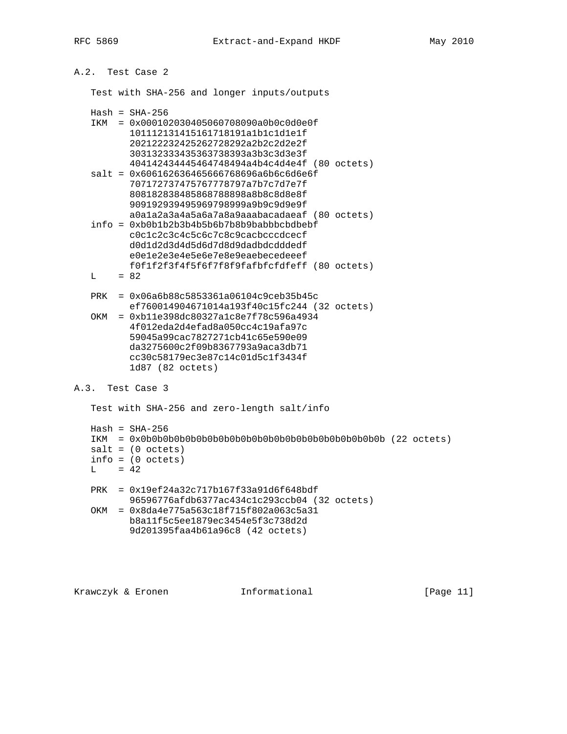## A.2. Test Case 2

Test with SHA-256 and longer inputs/outputs

```
Hash = SHA-256
IKM  = 0x000102030405060708090a0b0c0d0e0f
       101112131415161718191a1b1c1d1e1f
       202122232425262728292a2b2c2d2e2f
       303132333435363738393a3b3c3d3e3f
       404142434445464748494a4b4c4d4e4f (80 octets)
salt = 0x606162636465666768696a6b6c6d6e6f
       707172737475767778797a7b7c7d7e7f
       808182838485868788898a8b8c8d8e8f
       909192939495969798999a9b9c9d9e9f
       a0a1a2a3a4a5a6a7a8a9aaabacadaeaf (80 octets)
info = 0xb0b1b2b3b4b5b6b7b8b9babbbcbdbebf
       c0c1c2c3c4c5c6c7c8c9cacbcccdcecf
       d0d1d2d3d4d5d6d7d8d9dadbdcdddedf
       e0e1e2e3e4e5e6e7e8e9eaebecedeeef
       f0f1f2f3f4f5f6f7f8f9fafbfcfdfeff (80 octets)
L    = 82

PRK  = 0x06a6b88c5853361a06104c9ceb35b45c
       ef760014904671014a193f40c15fc244 (32 octets)
OKM  = 0xb11e398dc80327a1c8e7f78c596a4934
       4f012eda2d4efad8a050cc4c19afa97c
       59045a99cac7827271cb41c65e590e09
       da3275600c2f09b8367793a9aca3db71
       cc30c58179ec3e87c14c01d5c1f3434f
       1d87 (82 octets)
```

## A.3. Test Case 3

Test with SHA-256 and zero-length salt/info

```
Hash = SHA-256
IKM  = 0x0b0b0b0b0b0b0b0b0b0b0b0b0b0b0b0b0b0b0b0b0b0b (22 octets)
salt = (0 octets)
info = (0 octets)
L    = 42

PRK  = 0x19ef24a32c717b167f33a91d6f648bdf
       96596776afdb6377ac434c1c293ccb04 (32 octets)
OKM  = 0x8da4e775a563c18f715f802a063c5a31
       b8a11f5c5ee1879ec3454e5f3c738d2d
       9d201395faa4b61a96c8 (42 octets)
```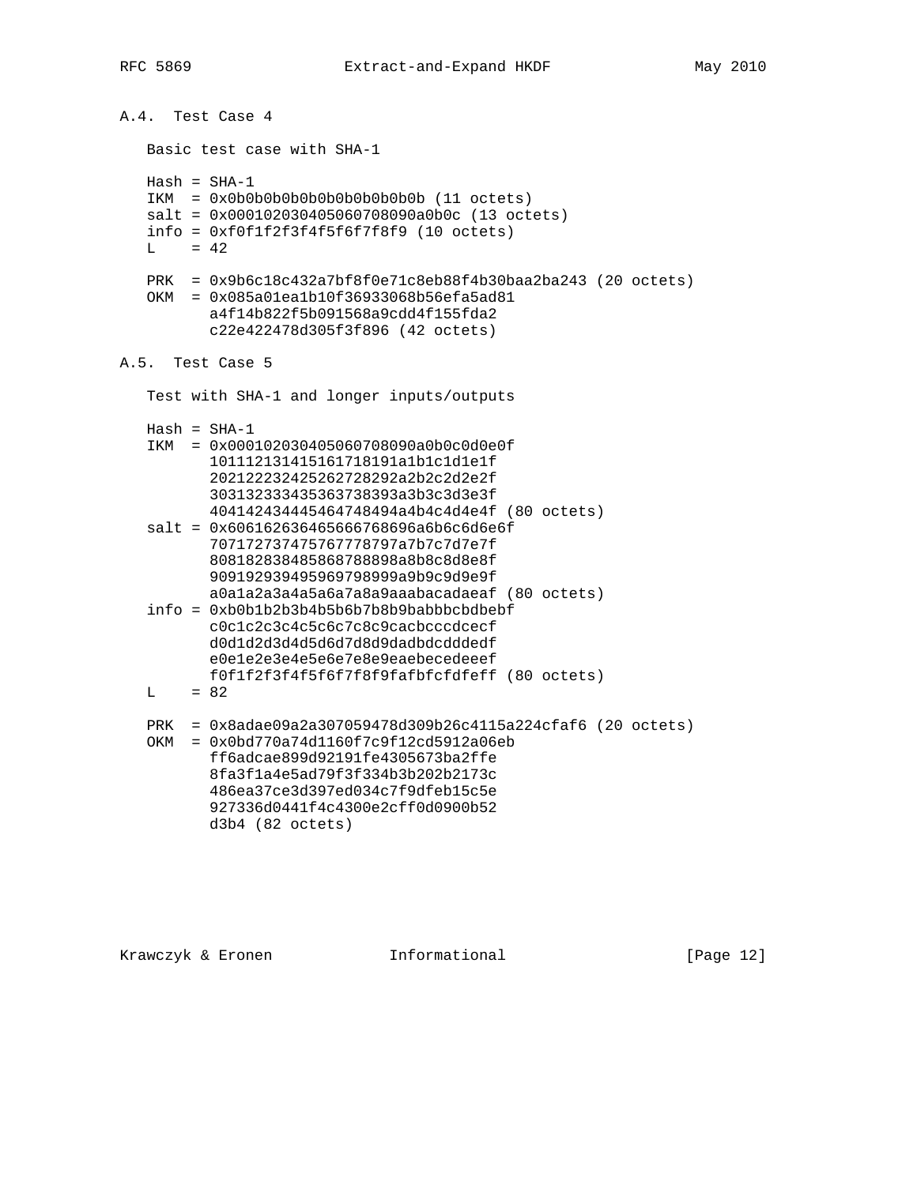## A.4. Test Case 4

Basic test case with SHA-1

```
Hash = SHA-1
IKM  = 0x0b0b0b0b0b0b0b0b0b0b0b (11 octets)
salt = 0x000102030405060708090a0b0c (13 octets)
info = 0xf0f1f2f3f4f5f6f7f8f9 (10 octets)
L    = 42

PRK  = 0x9b6c18c432a7bf8f0e71c8eb88f4b30baa2ba243 (20 octets)
OKM  = 0x085a01ea1b10f36933068b56efa5ad81
       a4f14b822f5b091568a9cdd4f155fda2
       c22e422478d305f3f896 (42 octets)
```

## A.5. Test Case 5

Test with SHA-1 and longer inputs/outputs

```
Hash = SHA-1
IKM  = 0x000102030405060708090a0b0c0d0e0f
       101112131415161718191a1b1c1d1e1f
       202122232425262728292a2b2c2d2e2f
       303132333435363738393a3b3c3d3e3f
       404142434445464748494a4b4c4d4e4f (80 octets)
salt = 0x606162636465666768696a6b6c6d6e6f
       707172737475767778797a7b7c7d7e7f
       808182838485868788898a8b8c8d8e8f
       909192939495969798999a9b9c9d9e9f
       a0a1a2a3a4a5a6a7a8a9aaabacadaeaf (80 octets)
info = 0xb0b1b2b3b4b5b6b7b8b9babbbcbdbebf
       c0c1c2c3c4c5c6c7c8c9cacbcccdcecf
       d0d1d2d3d4d5d6d7d8d9dadbdcdddedf
       e0e1e2e3e4e5e6e7e8e9eaebecedeeef
       f0f1f2f3f4f5f6f7f8f9fafbfcfdfeff (80 octets)
L    = 82

PRK  = 0x8adae09a2a307059478d309b26c4115a224cfaf6 (20 octets)
OKM  = 0x0bd770a74d1160f7c9f12cd5912a06eb
       ff6adcae899d92191fe4305673ba2ffe
       8fa3f1a4e5ad79f3f334b3b202b2173c
       486ea37ce3d397ed034c7f9dfeb15c5e
       927336d0441f4c4300e2cff0d0900b52
       d3b4 (82 octets)
```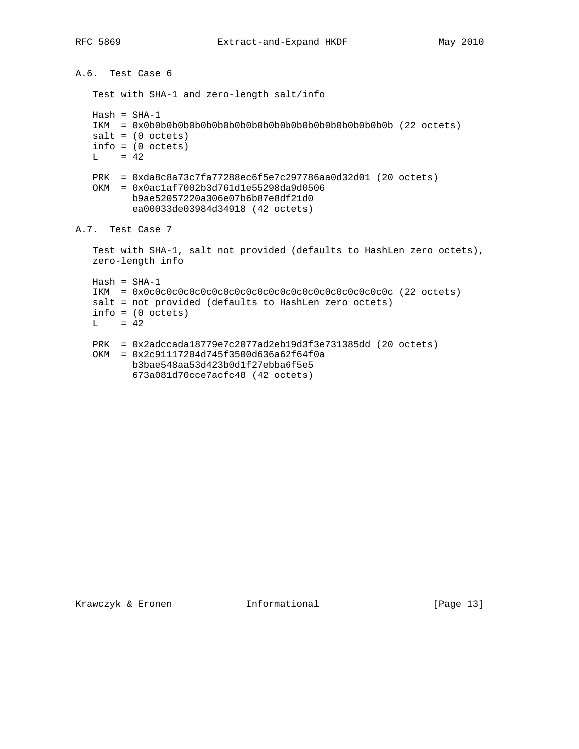## A.6. Test Case 6

Test with SHA-1 and zero-length salt/info

```
Hash = SHA-1
IKM  = 0x0b0b0b0b0b0b0b0b0b0b0b0b0b0b0b0b0b0b0b0b0b0b (22 octets)
salt = (0 octets)
info = (0 octets)
L    = 42

PRK  = 0xda8c8a73c7fa77288ec6f5e7c297786aa0d32d01 (20 octets)
OKM  = 0x0ac1af7002b3d761d1e55298da9d0506
       b9ae52057220a306e07b6b87e8df21d0
       ea00033de03984d34918 (42 octets)
```

## A.7. Test Case 7

Test with SHA-1, salt not provided (defaults to HashLen zero octets), zero-length info

```
Hash = SHA-1
IKM  = 0x0c0c0c0c0c0c0c0c0c0c0c0c0c0c0c0c0c0c0c0c0c0c (22 octets)
salt = not provided (defaults to HashLen zero octets)
info = (0 octets)
L    = 42

PRK  = 0x2adccada18779e7c2077ad2eb19d3f3e731385dd (20 octets)
OKM  = 0x2c91117204d745f3500d636a62f64f0a
       b3bae548aa53d423b0d1f27ebba6f5e5
       673a081d70cce7acfc48 (42 octets)
```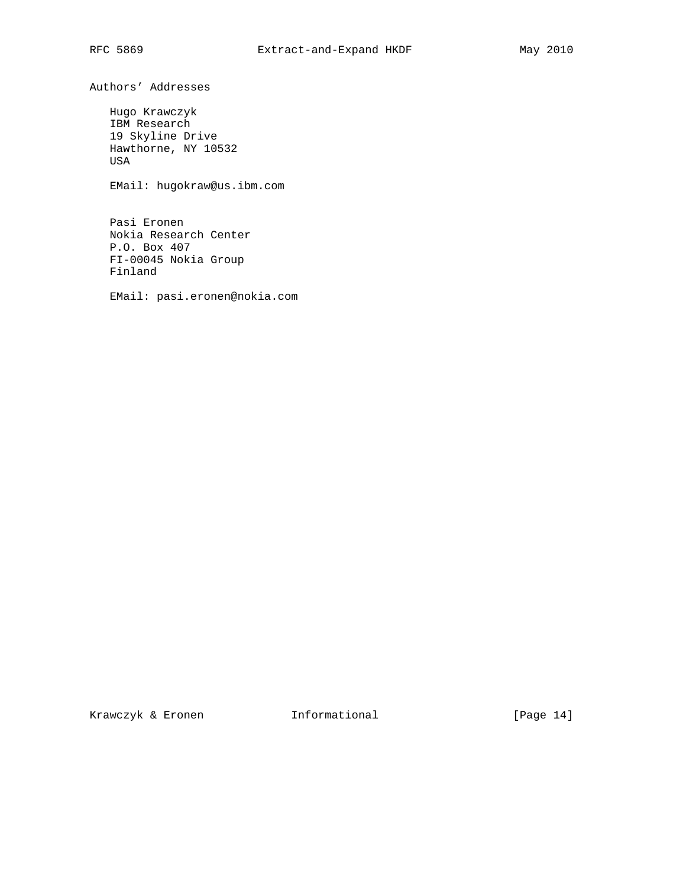## Authors' Addresses

Hugo Krawczyk
IBM Research
19 Skyline Drive
Hawthorne, NY 10532
USA

EMail: hugokraw@us.ibm.com

Pasi Eronen
Nokia Research Center
P.O. Box 407
FI-00045 Nokia Group
Finland

EMail: pasi.eronen@nokia.com